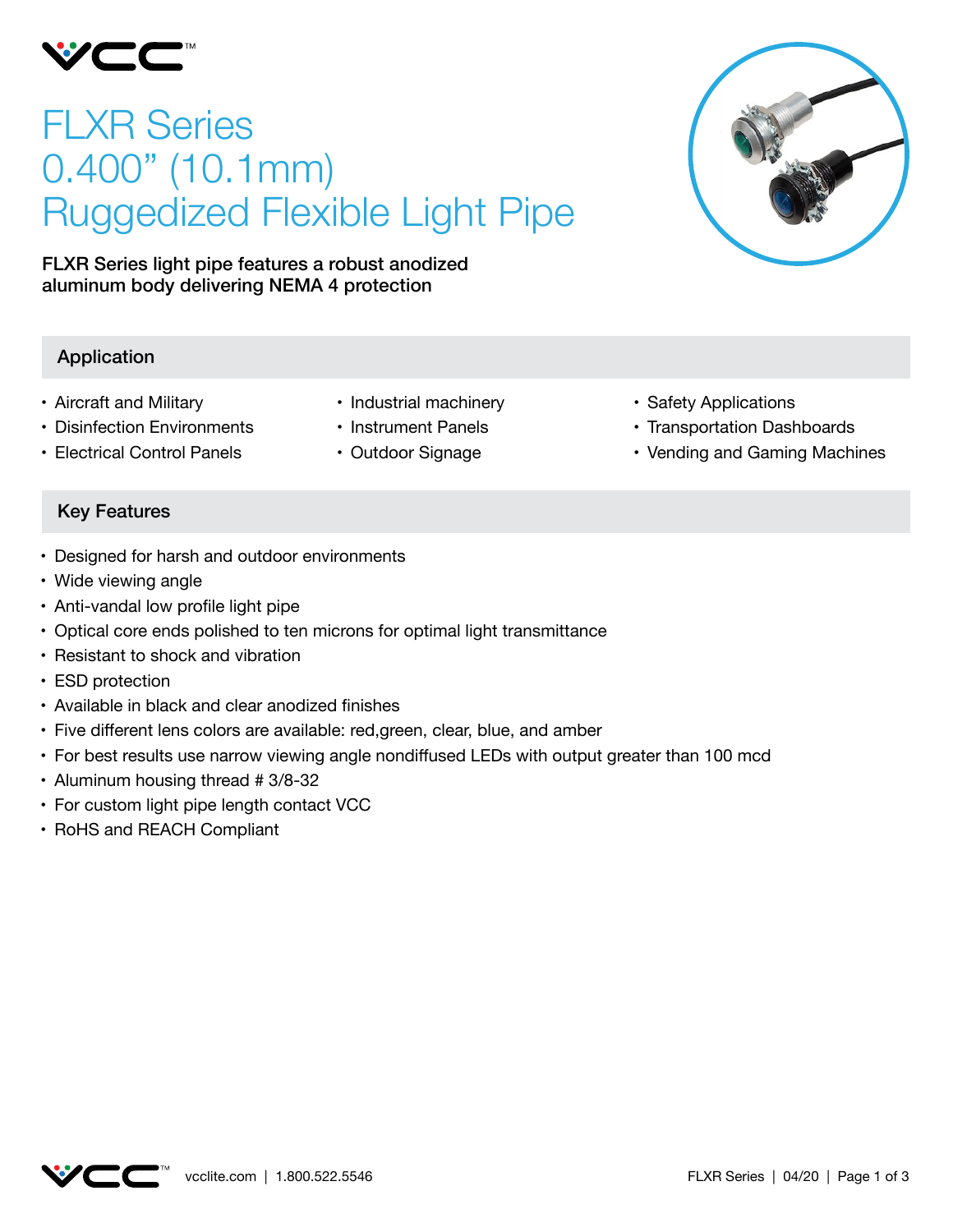# FLXR Series
# 0.400" (10.1mm)
# Ruggedized Flexible Light Pipe

**FLXR Series light pipe features a robust anodized aluminum body delivering NEMA 4 protection**

## Application

- Aircraft and Military
- Disinfection Environments
- Electrical Control Panels
- Industrial machinery
- Instrument Panels
- Outdoor Signage
- Safety Applications
- Transportation Dashboards
- Vending and Gaming Machines

## Key Features

- Designed for harsh and outdoor environments
- Wide viewing angle
- Anti-vandal low profile light pipe
- Optical core ends polished to ten microns for optimal light transmittance
- Resistant to shock and vibration
- ESD protection
- Available in black and clear anodized finishes
- Five different lens colors are available: red,green, clear, blue, and amber
- For best results use narrow viewing angle nondiffused LEDs with output greater than 100 mcd
- Aluminum housing thread # 3/8-32
- For custom light pipe length contact VCC
- RoHS and REACH Compliant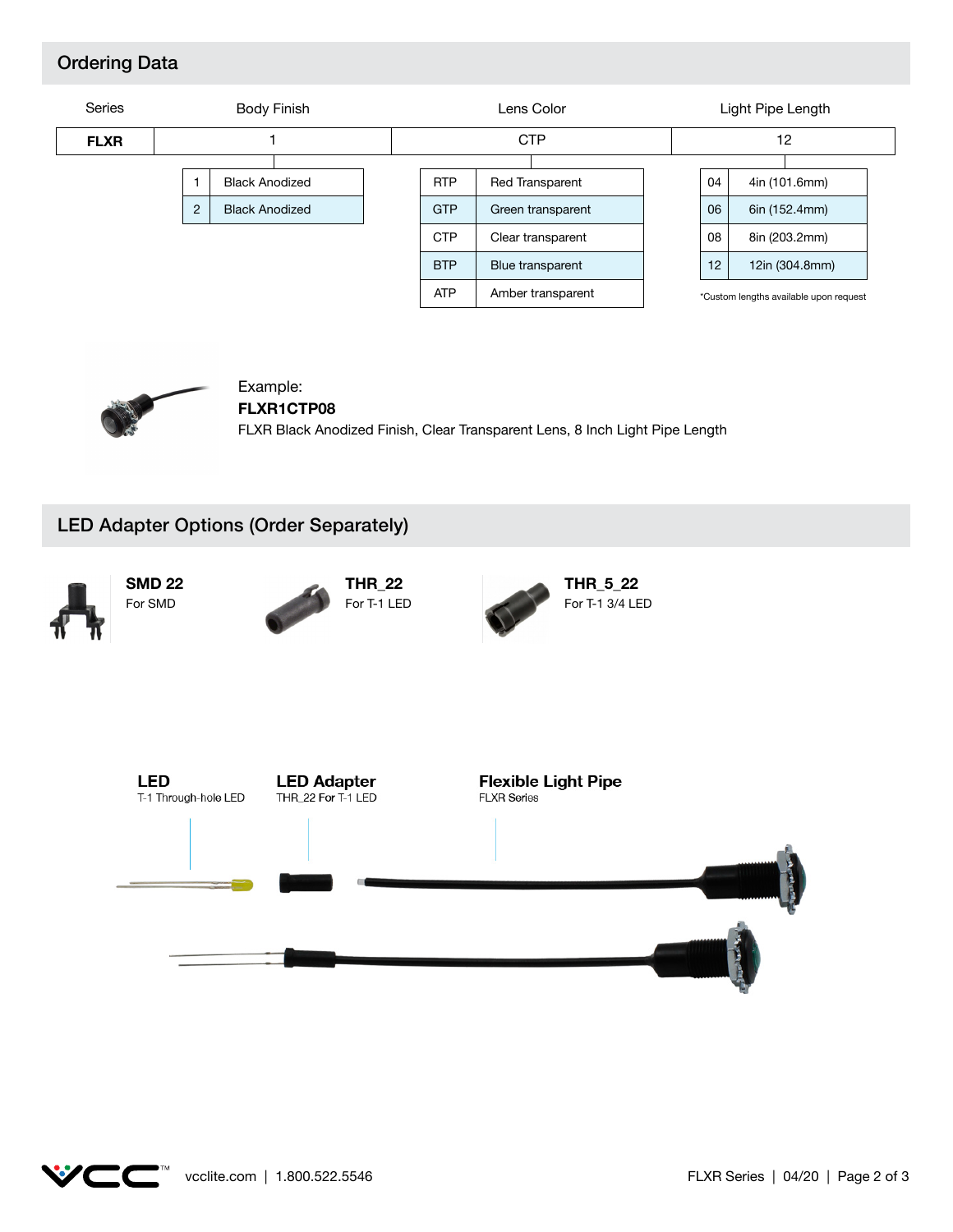## Ordering Data

| Series | Body Finish | Lens Color | Light Pipe Length |
|---|---|---|---|
| **FLXR** | 1 | CTP | 12 |

**Body Finish**

| Code | Description |
|---|---|
| 1 | Black Anodized |
| 2 | Black Anodized |

**Lens Color**

| Code | Description |
|---|---|
| RTP | Red Transparent |
| GTP | Green transparent |
| CTP | Clear transparent |
| BTP | Blue transparent |
| ATP | Amber transparent |

**Light Pipe Length**

| Code | Description |
|---|---|
| 04 | 4in (101.6mm) |
| 06 | 6in (152.4mm) |
| 08 | 8in (203.2mm) |
| 12 | 12in (304.8mm) |

*Custom lengths available upon request

Example:
**FLXR1CTP08**
FLXR Black Anodized Finish, Clear Transparent Lens, 8 Inch Light Pipe Length

## LED Adapter Options (Order Separately)

**SMD 22**
For SMD

**THR_22**
For T-1 LED

**THR_5_22**
For T-1 3/4 LED

**LED**
T-1 Through-hole LED

**LED Adapter**
THR_22 For T-1 LED

**Flexible Light Pipe**
FLXR Series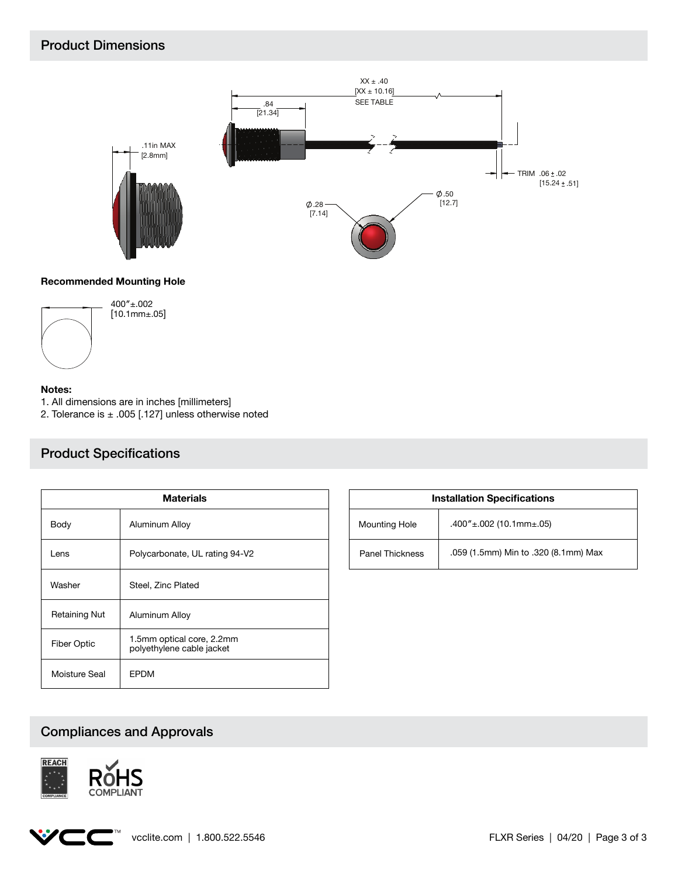## Product Dimensions

XX ± .40
[XX ± 10.16]
SEE TABLE

.84
[21.34]

.11in MAX
[2.8mm]

TRIM .06 ± .02
[15.24 ± .51]

Ø.28
[7.14]

Ø.50
[12.7]

**Recommended Mounting Hole**

400″±.002
[10.1mm±.05]

**Notes:**

1. All dimensions are in inches [millimeters]
2. Tolerance is ± .005 [.127] unless otherwise noted

## Product Specifications

| Materials | |
|---|---|
| Body | Aluminum Alloy |
| Lens | Polycarbonate, UL rating 94-V2 |
| Washer | Steel, Zinc Plated |
| Retaining Nut | Aluminum Alloy |
| Fiber Optic | 1.5mm optical core, 2.2mm polyethylene cable jacket |
| Moisture Seal | EPDM |

| Installation Specifications | |
|---|---|
| Mounting Hole | .400″±.002 (10.1mm±.05) |
| Panel Thickness | .059 (1.5mm) Min to .320 (8.1mm) Max |

## Compliances and Approvals

REACH COMPLIANCE

RoHS COMPLIANT

vcclite.com | 1.800.522.5546